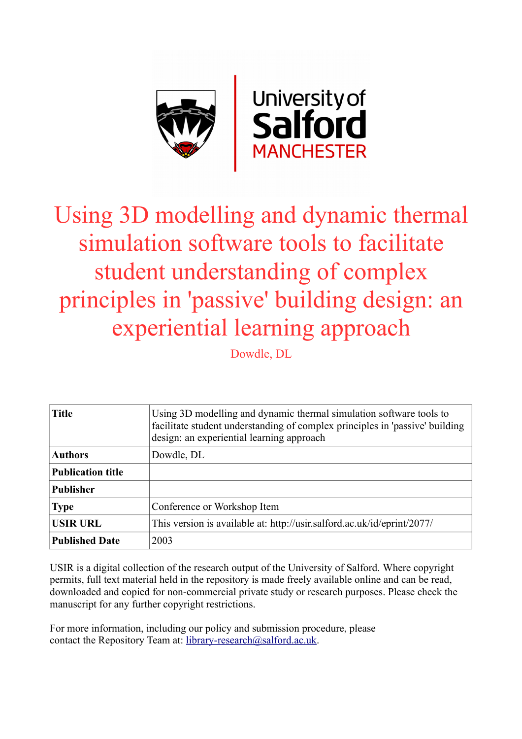# Using 3D modelling and dynamic thermal simulation software tools to facilitate student understanding of complex principles in 'passive' building design: an experiential learning approach

Dowdle, DL

| **Title** | Using 3D modelling and dynamic thermal simulation software tools to facilitate student understanding of complex principles in 'passive' building design: an experiential learning approach |
|---|---|
| **Authors** | Dowdle, DL |
| **Publication title** | |
| **Publisher** | |
| **Type** | Conference or Workshop Item |
| **USIR URL** | This version is available at: http://usir.salford.ac.uk/id/eprint/2077/ |
| **Published Date** | 2003 |

USIR is a digital collection of the research output of the University of Salford. Where copyright permits, full text material held in the repository is made freely available online and can be read, downloaded and copied for non-commercial private study or research purposes. Please check the manuscript for any further copyright restrictions.

For more information, including our policy and submission procedure, please contact the Repository Team at: library-research@salford.ac.uk.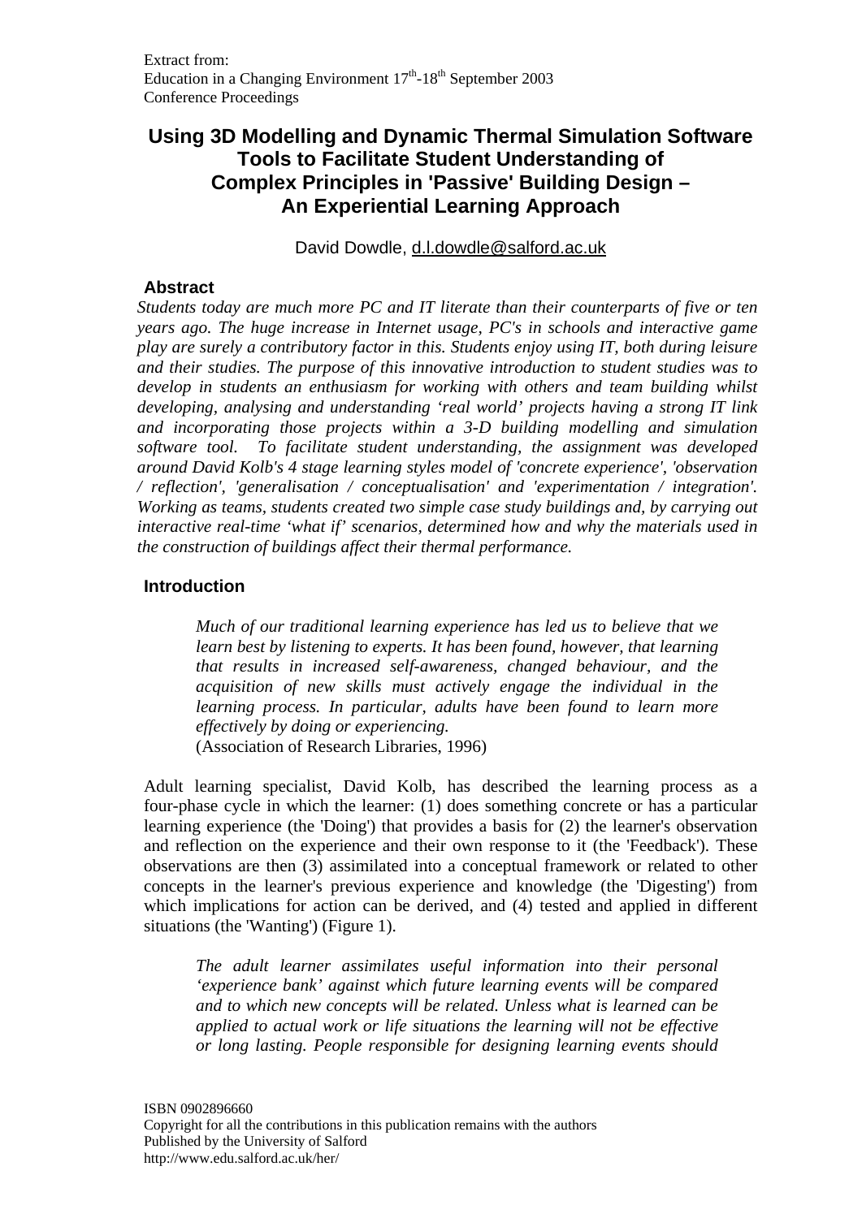Extract from:
Education in a Changing Environment 17th-18th September 2003
Conference Proceedings

# Using 3D Modelling and Dynamic Thermal Simulation Software Tools to Facilitate Student Understanding of Complex Principles in 'Passive' Building Design – An Experiential Learning Approach

David Dowdle, d.l.dowdle@salford.ac.uk

## Abstract

*Students today are much more PC and IT literate than their counterparts of five or ten years ago. The huge increase in Internet usage, PC's in schools and interactive game play are surely a contributory factor in this. Students enjoy using IT, both during leisure and their studies. The purpose of this innovative introduction to student studies was to develop in students an enthusiasm for working with others and team building whilst developing, analysing and understanding 'real world' projects having a strong IT link and incorporating those projects within a 3-D building modelling and simulation software tool. To facilitate student understanding, the assignment was developed around David Kolb's 4 stage learning styles model of 'concrete experience', 'observation / reflection', 'generalisation / conceptualisation' and 'experimentation / integration'. Working as teams, students created two simple case study buildings and, by carrying out interactive real-time 'what if' scenarios, determined how and why the materials used in the construction of buildings affect their thermal performance.*

## Introduction

> *Much of our traditional learning experience has led us to believe that we learn best by listening to experts. It has been found, however, that learning that results in increased self-awareness, changed behaviour, and the acquisition of new skills must actively engage the individual in the learning process. In particular, adults have been found to learn more effectively by doing or experiencing.*
> (Association of Research Libraries, 1996)

Adult learning specialist, David Kolb, has described the learning process as a four-phase cycle in which the learner: (1) does something concrete or has a particular learning experience (the 'Doing') that provides a basis for (2) the learner's observation and reflection on the experience and their own response to it (the 'Feedback'). These observations are then (3) assimilated into a conceptual framework or related to other concepts in the learner's previous experience and knowledge (the 'Digesting') from which implications for action can be derived, and (4) tested and applied in different situations (the 'Wanting') (Figure 1).

> *The adult learner assimilates useful information into their personal 'experience bank' against which future learning events will be compared and to which new concepts will be related. Unless what is learned can be applied to actual work or life situations the learning will not be effective or long lasting. People responsible for designing learning events should*

ISBN 0902896660
Copyright for all the contributions in this publication remains with the authors
Published by the University of Salford
http://www.edu.salford.ac.uk/her/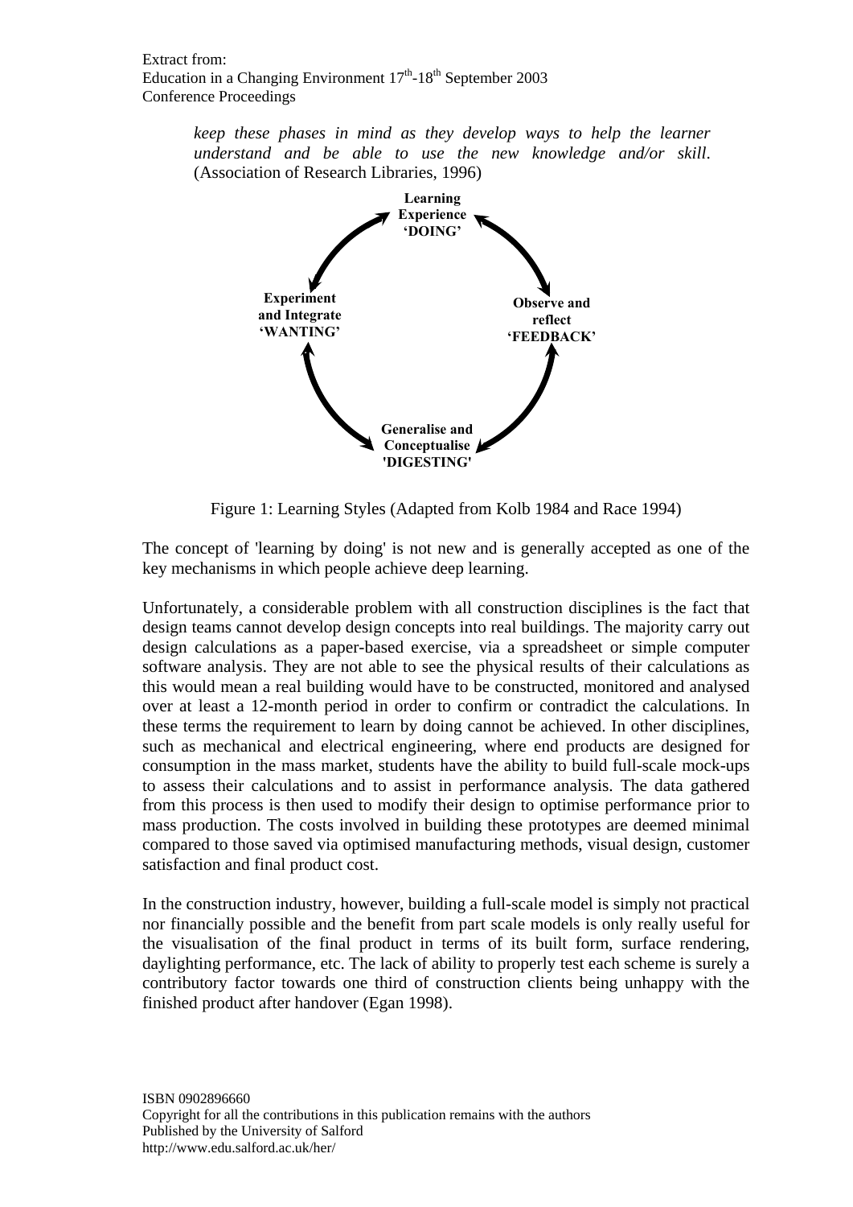*keep these phases in mind as they develop ways to help the learner understand and be able to use the new knowledge and/or skill*. (Association of Research Libraries, 1996)

Learning Experience 'DOING'

Observe and reflect 'FEEDBACK'

Generalise and Conceptualise 'DIGESTING'

Experiment and Integrate 'WANTING'

Figure 1: Learning Styles (Adapted from Kolb 1984 and Race 1994)

The concept of 'learning by doing' is not new and is generally accepted as one of the key mechanisms in which people achieve deep learning.

Unfortunately, a considerable problem with all construction disciplines is the fact that design teams cannot develop design concepts into real buildings. The majority carry out design calculations as a paper-based exercise, via a spreadsheet or simple computer software analysis. They are not able to see the physical results of their calculations as this would mean a real building would have to be constructed, monitored and analysed over at least a 12-month period in order to confirm or contradict the calculations. In these terms the requirement to learn by doing cannot be achieved. In other disciplines, such as mechanical and electrical engineering, where end products are designed for consumption in the mass market, students have the ability to build full-scale mock-ups to assess their calculations and to assist in performance analysis. The data gathered from this process is then used to modify their design to optimise performance prior to mass production. The costs involved in building these prototypes are deemed minimal compared to those saved via optimised manufacturing methods, visual design, customer satisfaction and final product cost.

In the construction industry, however, building a full-scale model is simply not practical nor financially possible and the benefit from part scale models is only really useful for the visualisation of the final product in terms of its built form, surface rendering, daylighting performance, etc. The lack of ability to properly test each scheme is surely a contributory factor towards one third of construction clients being unhappy with the finished product after handover (Egan 1998).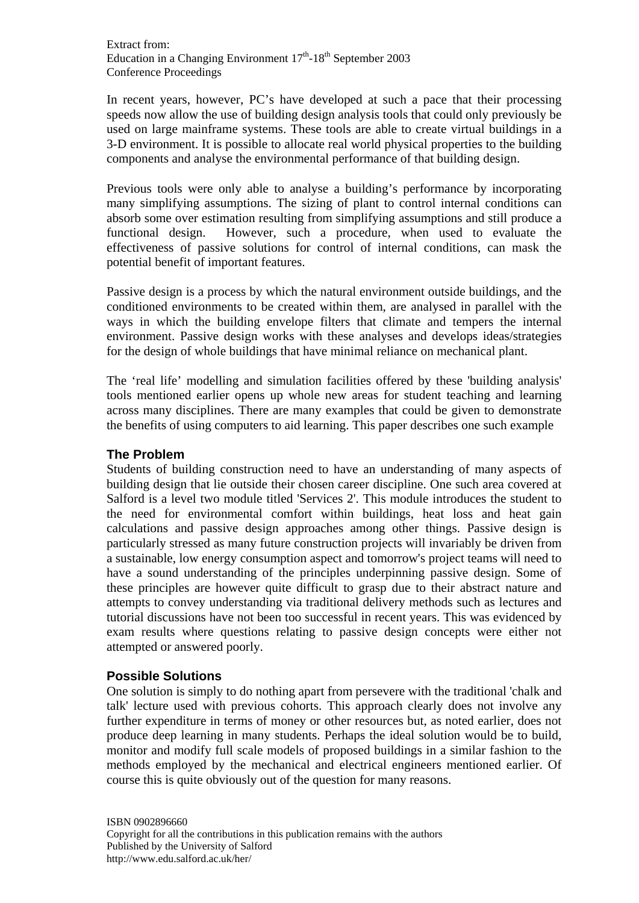In recent years, however, PC's have developed at such a pace that their processing speeds now allow the use of building design analysis tools that could only previously be used on large mainframe systems. These tools are able to create virtual buildings in a 3-D environment. It is possible to allocate real world physical properties to the building components and analyse the environmental performance of that building design.

Previous tools were only able to analyse a building's performance by incorporating many simplifying assumptions. The sizing of plant to control internal conditions can absorb some over estimation resulting from simplifying assumptions and still produce a functional design. However, such a procedure, when used to evaluate the effectiveness of passive solutions for control of internal conditions, can mask the potential benefit of important features.

Passive design is a process by which the natural environment outside buildings, and the conditioned environments to be created within them, are analysed in parallel with the ways in which the building envelope filters that climate and tempers the internal environment. Passive design works with these analyses and develops ideas/strategies for the design of whole buildings that have minimal reliance on mechanical plant.

The 'real life' modelling and simulation facilities offered by these 'building analysis' tools mentioned earlier opens up whole new areas for student teaching and learning across many disciplines. There are many examples that could be given to demonstrate the benefits of using computers to aid learning. This paper describes one such example

### The Problem

Students of building construction need to have an understanding of many aspects of building design that lie outside their chosen career discipline. One such area covered at Salford is a level two module titled 'Services 2'. This module introduces the student to the need for environmental comfort within buildings, heat loss and heat gain calculations and passive design approaches among other things. Passive design is particularly stressed as many future construction projects will invariably be driven from a sustainable, low energy consumption aspect and tomorrow's project teams will need to have a sound understanding of the principles underpinning passive design. Some of these principles are however quite difficult to grasp due to their abstract nature and attempts to convey understanding via traditional delivery methods such as lectures and tutorial discussions have not been too successful in recent years. This was evidenced by exam results where questions relating to passive design concepts were either not attempted or answered poorly.

### Possible Solutions

One solution is simply to do nothing apart from persevere with the traditional 'chalk and talk' lecture used with previous cohorts. This approach clearly does not involve any further expenditure in terms of money or other resources but, as noted earlier, does not produce deep learning in many students. Perhaps the ideal solution would be to build, monitor and modify full scale models of proposed buildings in a similar fashion to the methods employed by the mechanical and electrical engineers mentioned earlier. Of course this is quite obviously out of the question for many reasons.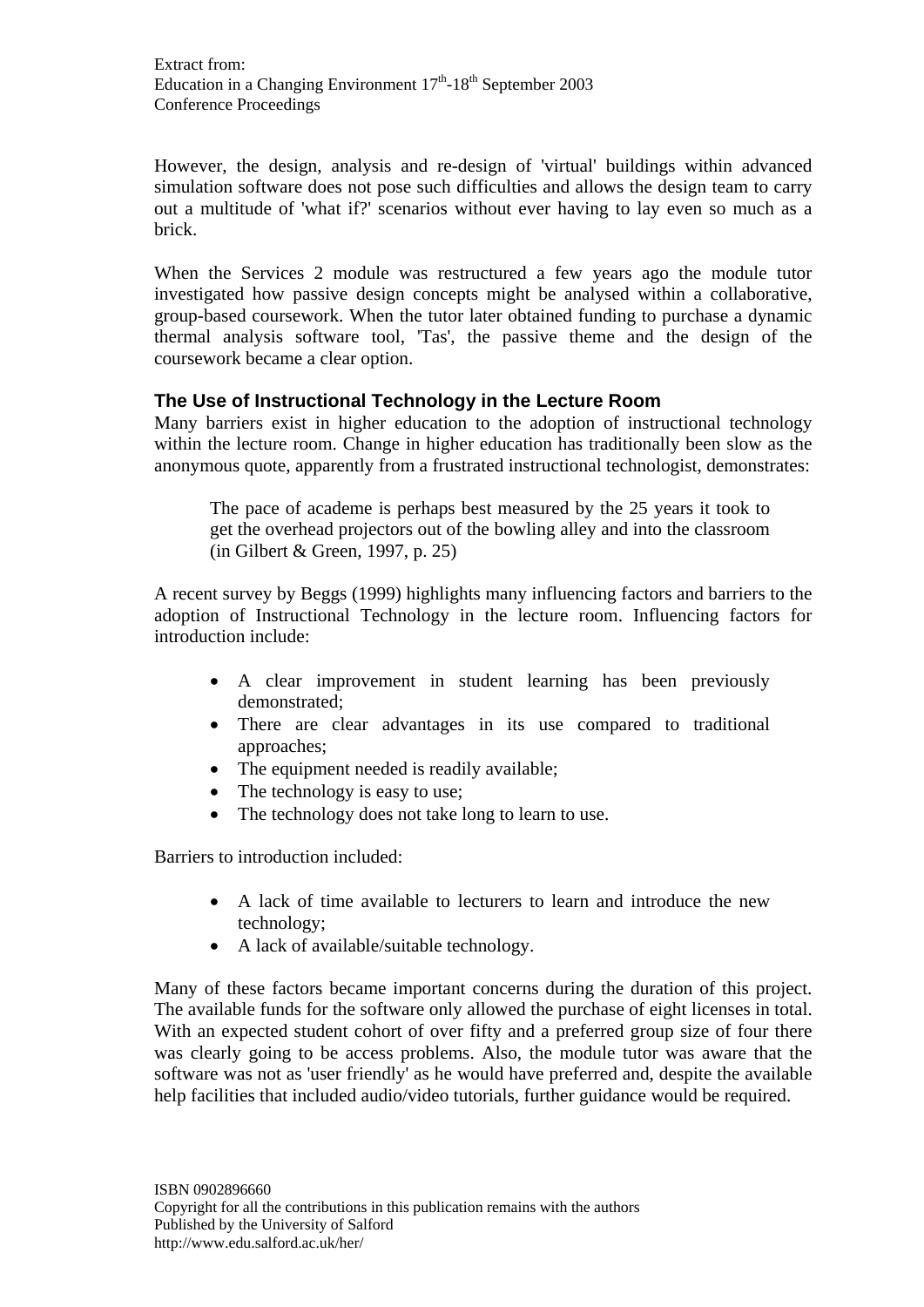However, the design, analysis and re-design of 'virtual' buildings within advanced simulation software does not pose such difficulties and allows the design team to carry out a multitude of 'what if?' scenarios without ever having to lay even so much as a brick.

When the Services 2 module was restructured a few years ago the module tutor investigated how passive design concepts might be analysed within a collaborative, group-based coursework. When the tutor later obtained funding to purchase a dynamic thermal analysis software tool, 'Tas', the passive theme and the design of the coursework became a clear option.

### The Use of Instructional Technology in the Lecture Room

Many barriers exist in higher education to the adoption of instructional technology within the lecture room. Change in higher education has traditionally been slow as the anonymous quote, apparently from a frustrated instructional technologist, demonstrates:

> The pace of academe is perhaps best measured by the 25 years it took to get the overhead projectors out of the bowling alley and into the classroom (in Gilbert & Green, 1997, p. 25)

A recent survey by Beggs (1999) highlights many influencing factors and barriers to the adoption of Instructional Technology in the lecture room. Influencing factors for introduction include:

- A clear improvement in student learning has been previously demonstrated;
- There are clear advantages in its use compared to traditional approaches;
- The equipment needed is readily available;
- The technology is easy to use;
- The technology does not take long to learn to use.

Barriers to introduction included:

- A lack of time available to lecturers to learn and introduce the new technology;
- A lack of available/suitable technology.

Many of these factors became important concerns during the duration of this project. The available funds for the software only allowed the purchase of eight licenses in total. With an expected student cohort of over fifty and a preferred group size of four there was clearly going to be access problems. Also, the module tutor was aware that the software was not as 'user friendly' as he would have preferred and, despite the available help facilities that included audio/video tutorials, further guidance would be required.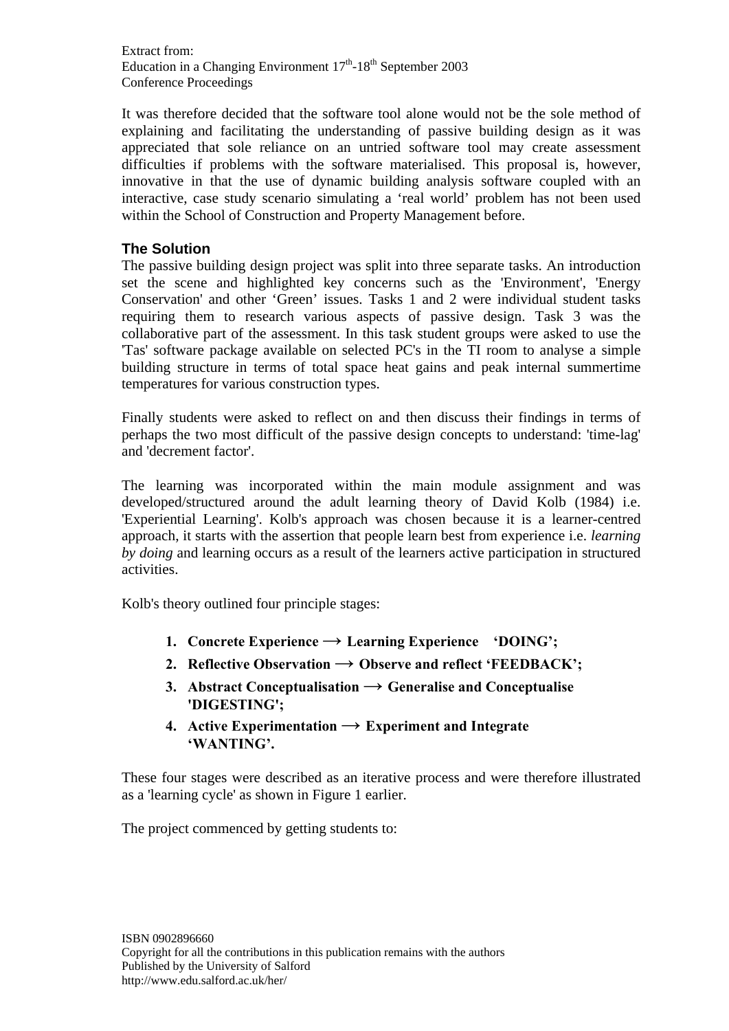It was therefore decided that the software tool alone would not be the sole method of explaining and facilitating the understanding of passive building design as it was appreciated that sole reliance on an untried software tool may create assessment difficulties if problems with the software materialised. This proposal is, however, innovative in that the use of dynamic building analysis software coupled with an interactive, case study scenario simulating a 'real world' problem has not been used within the School of Construction and Property Management before.

### The Solution

The passive building design project was split into three separate tasks. An introduction set the scene and highlighted key concerns such as the 'Environment', 'Energy Conservation' and other 'Green' issues. Tasks 1 and 2 were individual student tasks requiring them to research various aspects of passive design. Task 3 was the collaborative part of the assessment. In this task student groups were asked to use the 'Tas' software package available on selected PC's in the TI room to analyse a simple building structure in terms of total space heat gains and peak internal summertime temperatures for various construction types.

Finally students were asked to reflect on and then discuss their findings in terms of perhaps the two most difficult of the passive design concepts to understand: 'time-lag' and 'decrement factor'.

The learning was incorporated within the main module assignment and was developed/structured around the adult learning theory of David Kolb (1984) i.e. 'Experiential Learning'. Kolb's approach was chosen because it is a learner-centred approach, it starts with the assertion that people learn best from experience i.e. *learning by doing* and learning occurs as a result of the learners active participation in structured activities.

Kolb's theory outlined four principle stages:

1. **Concrete Experience → Learning Experience 'DOING';**
2. **Reflective Observation → Observe and reflect 'FEEDBACK';**
3. **Abstract Conceptualisation → Generalise and Conceptualise 'DIGESTING';**
4. **Active Experimentation → Experiment and Integrate 'WANTING'.**

These four stages were described as an iterative process and were therefore illustrated as a 'learning cycle' as shown in Figure 1 earlier.

The project commenced by getting students to: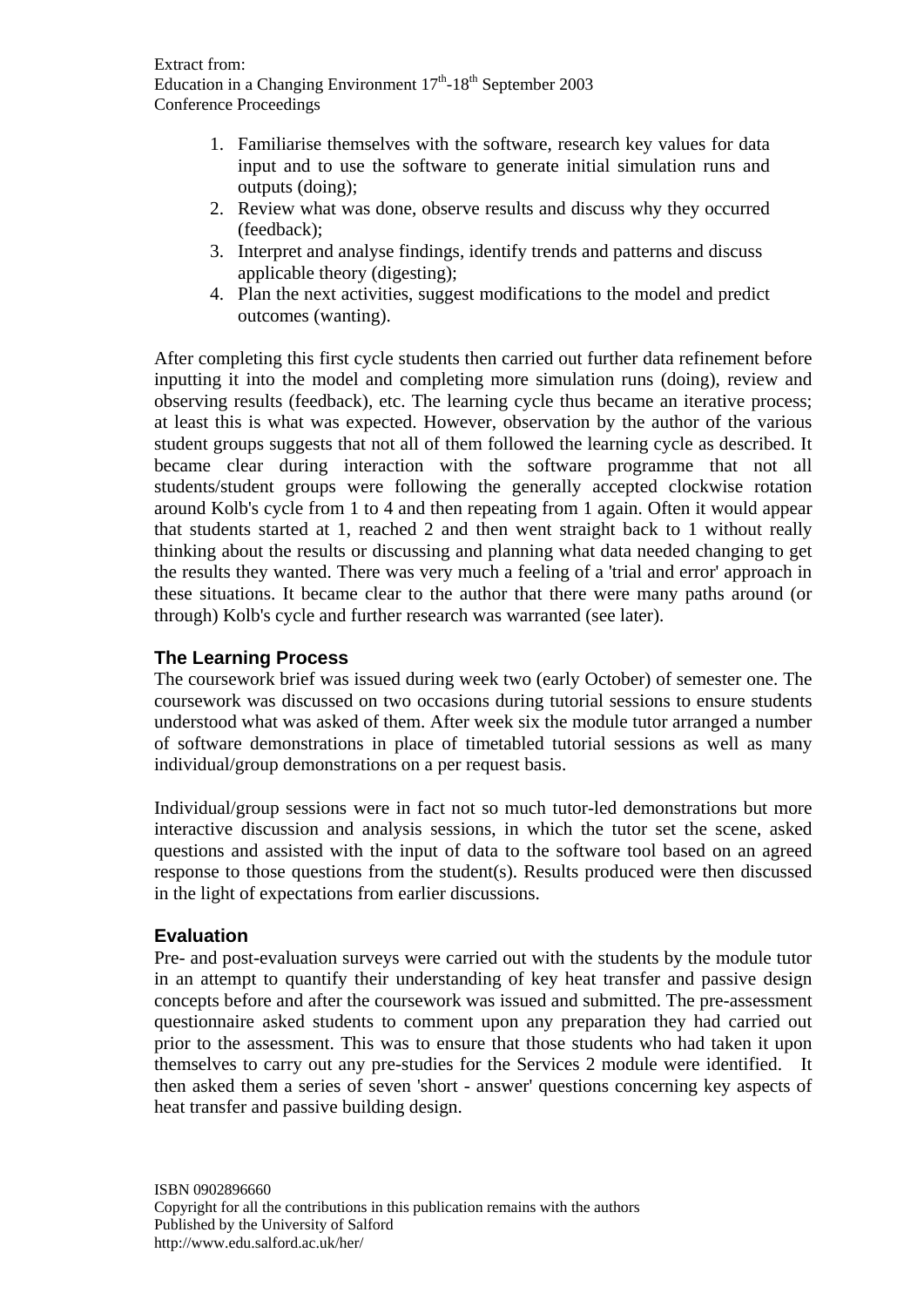1. Familiarise themselves with the software, research key values for data input and to use the software to generate initial simulation runs and outputs (doing);
2. Review what was done, observe results and discuss why they occurred (feedback);
3. Interpret and analyse findings, identify trends and patterns and discuss applicable theory (digesting);
4. Plan the next activities, suggest modifications to the model and predict outcomes (wanting).

After completing this first cycle students then carried out further data refinement before inputting it into the model and completing more simulation runs (doing), review and observing results (feedback), etc. The learning cycle thus became an iterative process; at least this is what was expected. However, observation by the author of the various student groups suggests that not all of them followed the learning cycle as described. It became clear during interaction with the software programme that not all students/student groups were following the generally accepted clockwise rotation around Kolb's cycle from 1 to 4 and then repeating from 1 again. Often it would appear that students started at 1, reached 2 and then went straight back to 1 without really thinking about the results or discussing and planning what data needed changing to get the results they wanted. There was very much a feeling of a 'trial and error' approach in these situations. It became clear to the author that there were many paths around (or through) Kolb's cycle and further research was warranted (see later).

### The Learning Process

The coursework brief was issued during week two (early October) of semester one. The coursework was discussed on two occasions during tutorial sessions to ensure students understood what was asked of them. After week six the module tutor arranged a number of software demonstrations in place of timetabled tutorial sessions as well as many individual/group demonstrations on a per request basis.

Individual/group sessions were in fact not so much tutor-led demonstrations but more interactive discussion and analysis sessions, in which the tutor set the scene, asked questions and assisted with the input of data to the software tool based on an agreed response to those questions from the student(s). Results produced were then discussed in the light of expectations from earlier discussions.

### Evaluation

Pre- and post-evaluation surveys were carried out with the students by the module tutor in an attempt to quantify their understanding of key heat transfer and passive design concepts before and after the coursework was issued and submitted. The pre-assessment questionnaire asked students to comment upon any preparation they had carried out prior to the assessment. This was to ensure that those students who had taken it upon themselves to carry out any pre-studies for the Services 2 module were identified. It then asked them a series of seven 'short - answer' questions concerning key aspects of heat transfer and passive building design.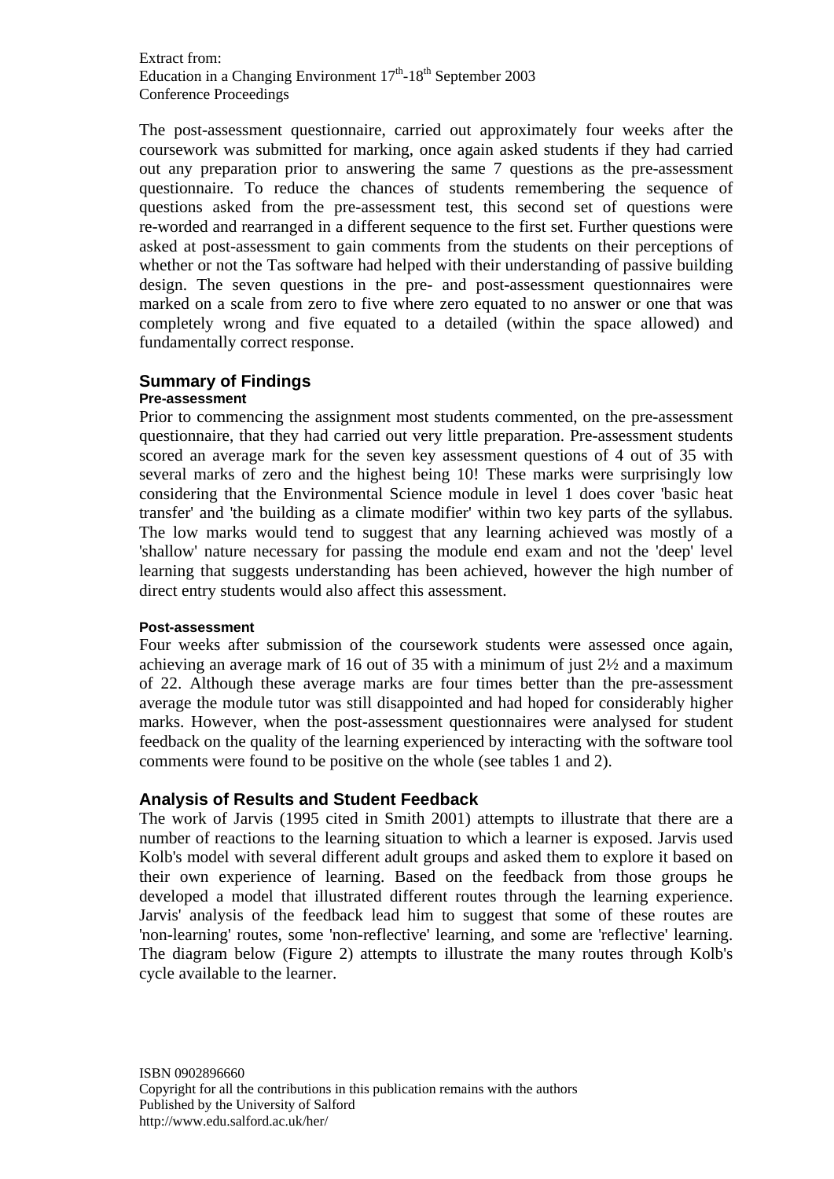The post-assessment questionnaire, carried out approximately four weeks after the coursework was submitted for marking, once again asked students if they had carried out any preparation prior to answering the same 7 questions as the pre-assessment questionnaire. To reduce the chances of students remembering the sequence of questions asked from the pre-assessment test, this second set of questions were re-worded and rearranged in a different sequence to the first set. Further questions were asked at post-assessment to gain comments from the students on their perceptions of whether or not the Tas software had helped with their understanding of passive building design. The seven questions in the pre- and post-assessment questionnaires were marked on a scale from zero to five where zero equated to no answer or one that was completely wrong and five equated to a detailed (within the space allowed) and fundamentally correct response.

## Summary of Findings

#### Pre-assessment

Prior to commencing the assignment most students commented, on the pre-assessment questionnaire, that they had carried out very little preparation. Pre-assessment students scored an average mark for the seven key assessment questions of 4 out of 35 with several marks of zero and the highest being 10! These marks were surprisingly low considering that the Environmental Science module in level 1 does cover 'basic heat transfer' and 'the building as a climate modifier' within two key parts of the syllabus. The low marks would tend to suggest that any learning achieved was mostly of a 'shallow' nature necessary for passing the module end exam and not the 'deep' level learning that suggests understanding has been achieved, however the high number of direct entry students would also affect this assessment.

#### Post-assessment

Four weeks after submission of the coursework students were assessed once again, achieving an average mark of 16 out of 35 with a minimum of just 2½ and a maximum of 22. Although these average marks are four times better than the pre-assessment average the module tutor was still disappointed and had hoped for considerably higher marks. However, when the post-assessment questionnaires were analysed for student feedback on the quality of the learning experienced by interacting with the software tool comments were found to be positive on the whole (see tables 1 and 2).

## Analysis of Results and Student Feedback

The work of Jarvis (1995 cited in Smith 2001) attempts to illustrate that there are a number of reactions to the learning situation to which a learner is exposed. Jarvis used Kolb's model with several different adult groups and asked them to explore it based on their own experience of learning. Based on the feedback from those groups he developed a model that illustrated different routes through the learning experience. Jarvis' analysis of the feedback lead him to suggest that some of these routes are 'non-learning' routes, some 'non-reflective' learning, and some are 'reflective' learning. The diagram below (Figure 2) attempts to illustrate the many routes through Kolb's cycle available to the learner.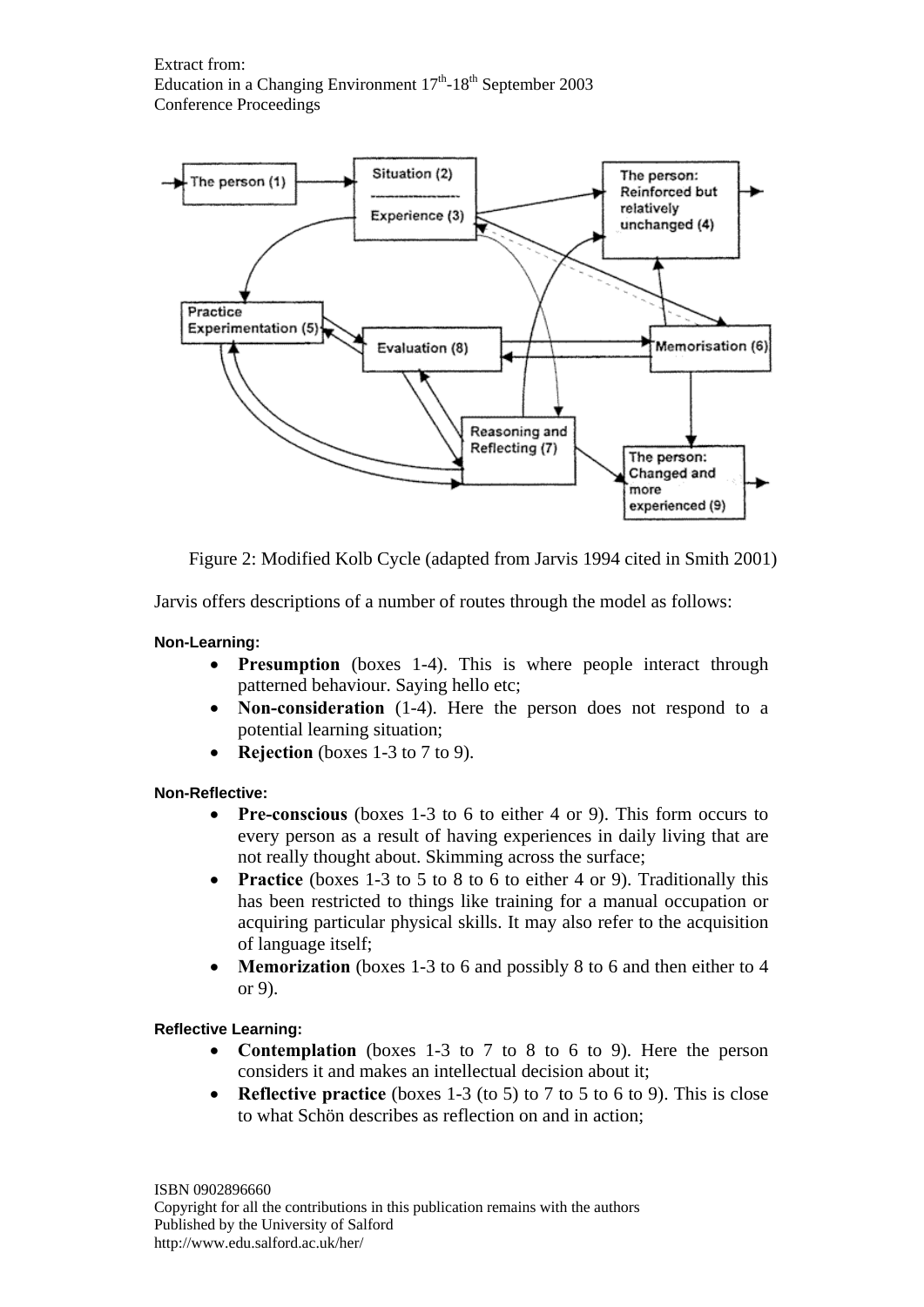Figure 2: Modified Kolb Cycle (adapted from Jarvis 1994 cited in Smith 2001)

Jarvis offers descriptions of a number of routes through the model as follows:

**Non-Learning:**

- **Presumption** (boxes 1-4). This is where people interact through patterned behaviour. Saying hello etc;
- **Non-consideration** (1-4). Here the person does not respond to a potential learning situation;
- **Rejection** (boxes 1-3 to 7 to 9).

**Non-Reflective:**

- **Pre-conscious** (boxes 1-3 to 6 to either 4 or 9). This form occurs to every person as a result of having experiences in daily living that are not really thought about. Skimming across the surface;
- **Practice** (boxes 1-3 to 5 to 8 to 6 to either 4 or 9). Traditionally this has been restricted to things like training for a manual occupation or acquiring particular physical skills. It may also refer to the acquisition of language itself;
- **Memorization** (boxes 1-3 to 6 and possibly 8 to 6 and then either to 4 or 9).

**Reflective Learning:**

- **Contemplation** (boxes 1-3 to 7 to 8 to 6 to 9). Here the person considers it and makes an intellectual decision about it;
- **Reflective practice** (boxes 1-3 (to 5) to 7 to 5 to 6 to 9). This is close to what Schön describes as reflection on and in action;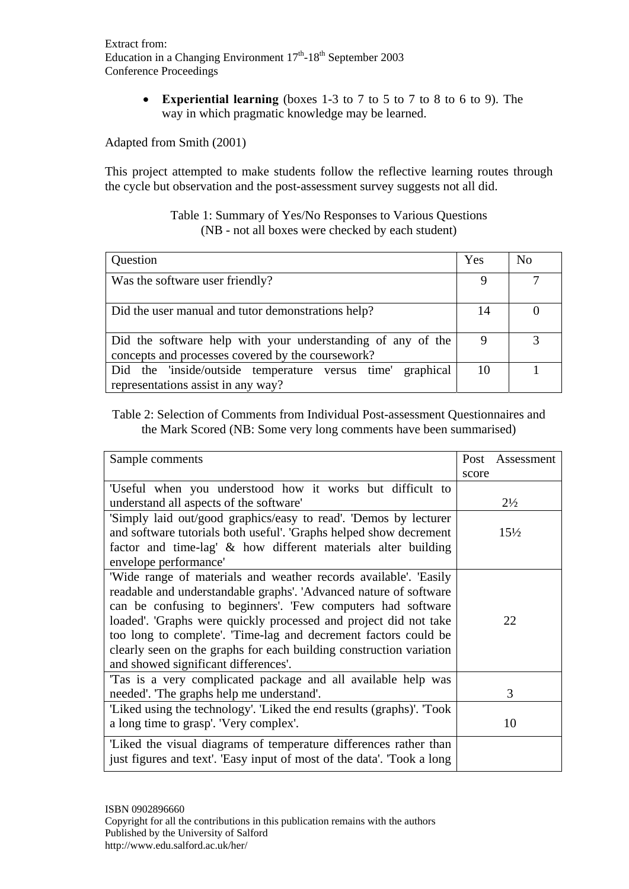- **Experiential learning** (boxes 1-3 to 7 to 5 to 7 to 8 to 6 to 9). The way in which pragmatic knowledge may be learned.

Adapted from Smith (2001)

This project attempted to make students follow the reflective learning routes through the cycle but observation and the post-assessment survey suggests not all did.

Table 1: Summary of Yes/No Responses to Various Questions
(NB - not all boxes were checked by each student)

| Question | Yes | No |
|---|---|---|
| Was the software user friendly? | 9 | 7 |
| Did the user manual and tutor demonstrations help? | 14 | 0 |
| Did the software help with your understanding of any of the concepts and processes covered by the coursework? | 9 | 3 |
| Did the 'inside/outside temperature versus time' graphical representations assist in any way? | 10 | 1 |

Table 2: Selection of Comments from Individual Post-assessment Questionnaires and the Mark Scored (NB: Some very long comments have been summarised)

| Sample comments | Post Assessment score |
|---|---|
| 'Useful when you understood how it works but difficult to understand all aspects of the software' | 2½ |
| 'Simply laid out/good graphics/easy to read'. 'Demos by lecturer and software tutorials both useful'. 'Graphs helped show decrement factor and time-lag' & how different materials alter building envelope performance' | 15½ |
| 'Wide range of materials and weather records available'. 'Easily readable and understandable graphs'. 'Advanced nature of software can be confusing to beginners'. 'Few computers had software loaded'. 'Graphs were quickly processed and project did not take too long to complete'. 'Time-lag and decrement factors could be clearly seen on the graphs for each building construction variation and showed significant differences'. | 22 |
| 'Tas is a very complicated package and all available help was needed'. 'The graphs help me understand'. | 3 |
| 'Liked using the technology'. 'Liked the end results (graphs)'. 'Took a long time to grasp'. 'Very complex'. | 10 |
| 'Liked the visual diagrams of temperature differences rather than just figures and text'. 'Easy input of most of the data'. 'Took a long | |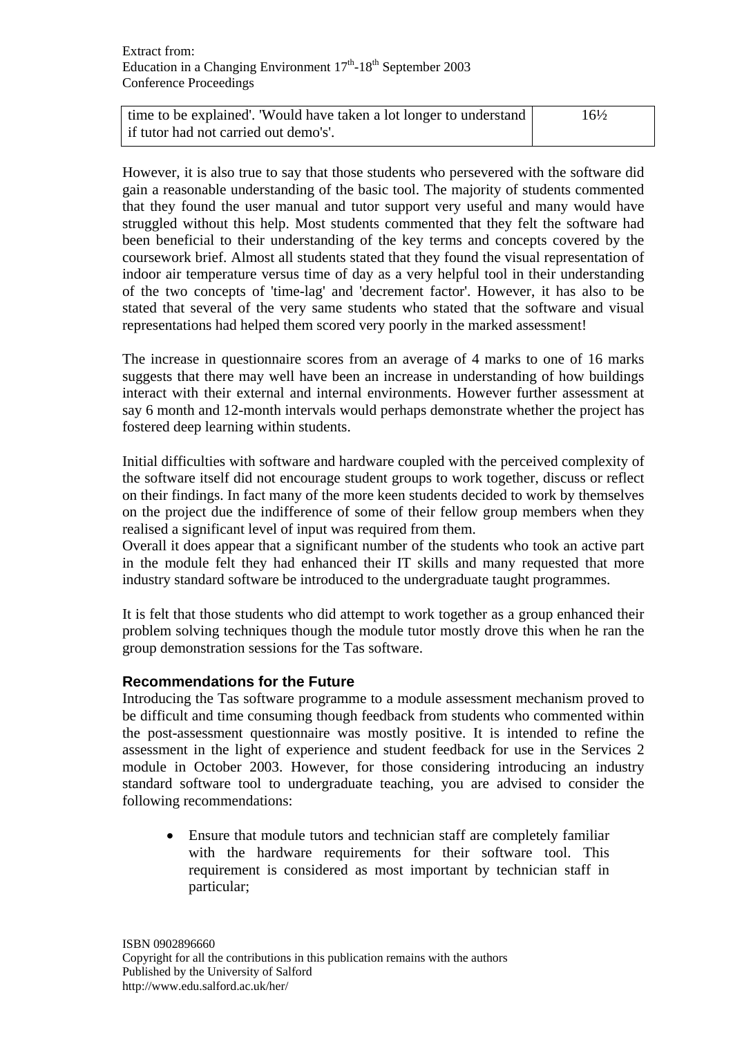| time to be explained'. 'Would have taken a lot longer to understand if tutor had not carried out demo's'. | 16½ |
|---|---|

However, it is also true to say that those students who persevered with the software did gain a reasonable understanding of the basic tool. The majority of students commented that they found the user manual and tutor support very useful and many would have struggled without this help. Most students commented that they felt the software had been beneficial to their understanding of the key terms and concepts covered by the coursework brief. Almost all students stated that they found the visual representation of indoor air temperature versus time of day as a very helpful tool in their understanding of the two concepts of 'time-lag' and 'decrement factor'. However, it has also to be stated that several of the very same students who stated that the software and visual representations had helped them scored very poorly in the marked assessment!

The increase in questionnaire scores from an average of 4 marks to one of 16 marks suggests that there may well have been an increase in understanding of how buildings interact with their external and internal environments. However further assessment at say 6 month and 12-month intervals would perhaps demonstrate whether the project has fostered deep learning within students.

Initial difficulties with software and hardware coupled with the perceived complexity of the software itself did not encourage student groups to work together, discuss or reflect on their findings. In fact many of the more keen students decided to work by themselves on the project due the indifference of some of their fellow group members when they realised a significant level of input was required from them.
Overall it does appear that a significant number of the students who took an active part in the module felt they had enhanced their IT skills and many requested that more industry standard software be introduced to the undergraduate taught programmes.

It is felt that those students who did attempt to work together as a group enhanced their problem solving techniques though the module tutor mostly drove this when he ran the group demonstration sessions for the Tas software.

### Recommendations for the Future

Introducing the Tas software programme to a module assessment mechanism proved to be difficult and time consuming though feedback from students who commented within the post-assessment questionnaire was mostly positive. It is intended to refine the assessment in the light of experience and student feedback for use in the Services 2 module in October 2003. However, for those considering introducing an industry standard software tool to undergraduate teaching, you are advised to consider the following recommendations:

- Ensure that module tutors and technician staff are completely familiar with the hardware requirements for their software tool. This requirement is considered as most important by technician staff in particular;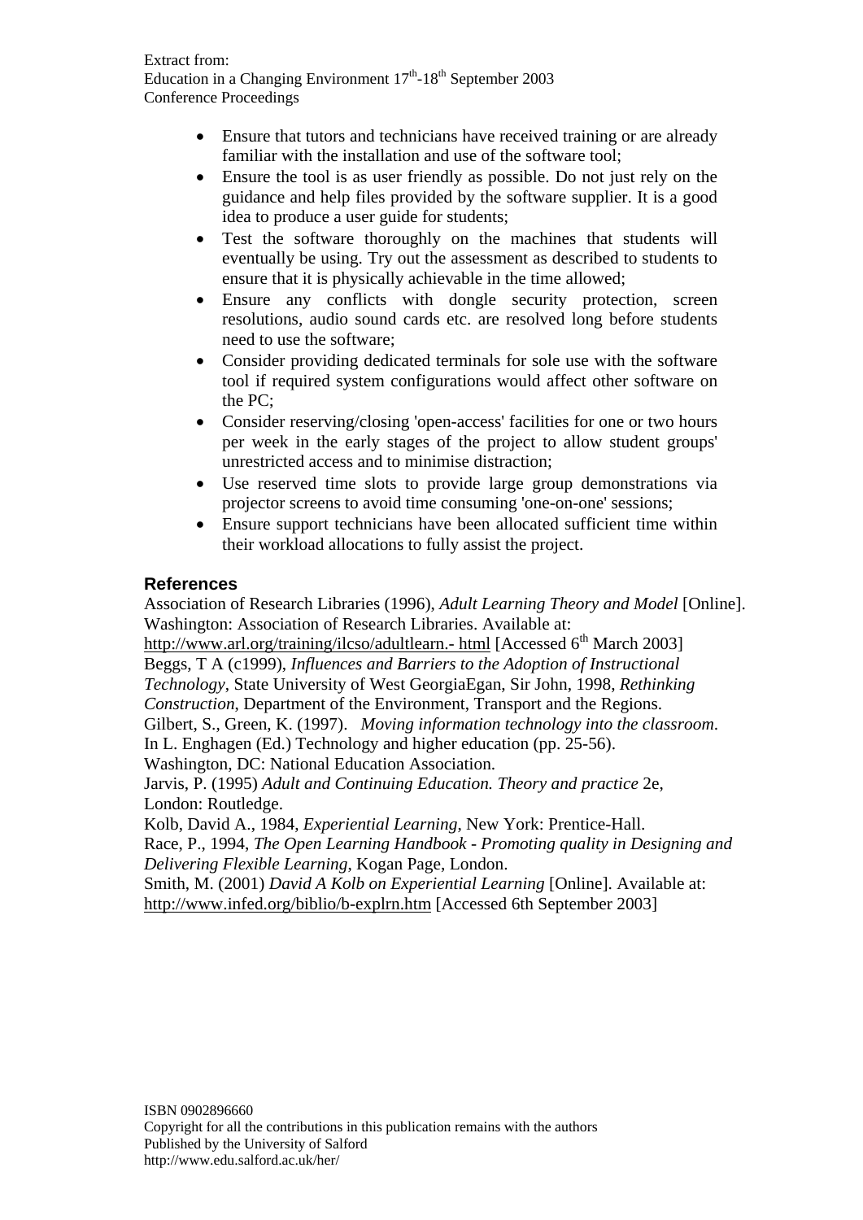- Ensure that tutors and technicians have received training or are already familiar with the installation and use of the software tool;
- Ensure the tool is as user friendly as possible. Do not just rely on the guidance and help files provided by the software supplier. It is a good idea to produce a user guide for students;
- Test the software thoroughly on the machines that students will eventually be using. Try out the assessment as described to students to ensure that it is physically achievable in the time allowed;
- Ensure any conflicts with dongle security protection, screen resolutions, audio sound cards etc. are resolved long before students need to use the software;
- Consider providing dedicated terminals for sole use with the software tool if required system configurations would affect other software on the PC;
- Consider reserving/closing 'open-access' facilities for one or two hours per week in the early stages of the project to allow student groups' unrestricted access and to minimise distraction;
- Use reserved time slots to provide large group demonstrations via projector screens to avoid time consuming 'one-on-one' sessions;
- Ensure support technicians have been allocated sufficient time within their workload allocations to fully assist the project.

## References

Association of Research Libraries (1996), *Adult Learning Theory and Model* [Online]. Washington: Association of Research Libraries. Available at: http://www.arl.org/training/ilcso/adultlearn.- html [Accessed 6th March 2003]

Beggs, T A (c1999), *Influences and Barriers to the Adoption of Instructional Technology*, State University of West GeorgiaEgan, Sir John, 1998, *Rethinking Construction*, Department of the Environment, Transport and the Regions.

Gilbert, S., Green, K. (1997). *Moving information technology into the classroom*. In L. Enghagen (Ed.) Technology and higher education (pp. 25-56). Washington, DC: National Education Association.

Jarvis, P. (1995) *Adult and Continuing Education. Theory and practice* 2e, London: Routledge.

Kolb, David A., 1984, *Experiential Learning*, New York: Prentice-Hall.

Race, P., 1994, *The Open Learning Handbook - Promoting quality in Designing and Delivering Flexible Learning*, Kogan Page, London.

Smith, M. (2001) *David A Kolb on Experiential Learning* [Online]. Available at: http://www.infed.org/biblio/b-explrn.htm [Accessed 6th September 2003]